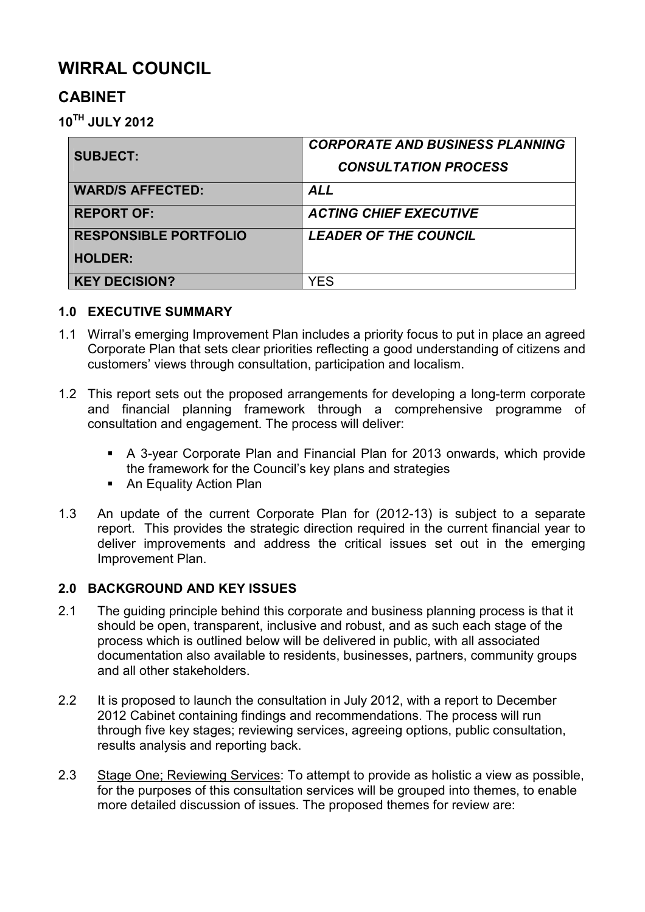# WIRRAL COUNCIL

## CABINET

### 10TH JULY 2012

| | |
|---|---|
| **SUBJECT:** | ***CORPORATE AND BUSINESS PLANNING CONSULTATION PROCESS*** |
| **WARD/S AFFECTED:** | ***ALL*** |
| **REPORT OF:** | ***ACTING CHIEF EXECUTIVE*** |
| **RESPONSIBLE PORTFOLIO HOLDER:** | ***LEADER OF THE COUNCIL*** |
| **KEY DECISION?** | YES |

### 1.0 EXECUTIVE SUMMARY

1.1 Wirral's emerging Improvement Plan includes a priority focus to put in place an agreed Corporate Plan that sets clear priorities reflecting a good understanding of citizens and customers' views through consultation, participation and localism.

1.2 This report sets out the proposed arrangements for developing a long-term corporate and financial planning framework through a comprehensive programme of consultation and engagement. The process will deliver:

- A 3-year Corporate Plan and Financial Plan for 2013 onwards, which provide the framework for the Council's key plans and strategies
- An Equality Action Plan

1.3 An update of the current Corporate Plan for (2012-13) is subject to a separate report. This provides the strategic direction required in the current financial year to deliver improvements and address the critical issues set out in the emerging Improvement Plan.

### 2.0 BACKGROUND AND KEY ISSUES

2.1 The guiding principle behind this corporate and business planning process is that it should be open, transparent, inclusive and robust, and as such each stage of the process which is outlined below will be delivered in public, with all associated documentation also available to residents, businesses, partners, community groups and all other stakeholders.

2.2 It is proposed to launch the consultation in July 2012, with a report to December 2012 Cabinet containing findings and recommendations. The process will run through five key stages; reviewing services, agreeing options, public consultation, results analysis and reporting back.

2.3 Stage One; Reviewing Services: To attempt to provide as holistic a view as possible, for the purposes of this consultation services will be grouped into themes, to enable more detailed discussion of issues. The proposed themes for review are: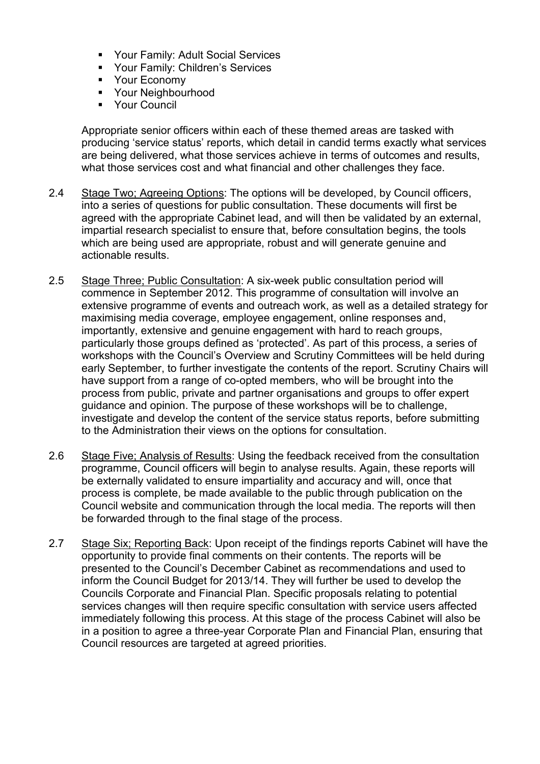- Your Family: Adult Social Services
- Your Family: Children's Services
- Your Economy
- Your Neighbourhood
- Your Council

Appropriate senior officers within each of these themed areas are tasked with producing 'service status' reports, which detail in candid terms exactly what services are being delivered, what those services achieve in terms of outcomes and results, what those services cost and what financial and other challenges they face.

2.4 Stage Two; Agreeing Options: The options will be developed, by Council officers, into a series of questions for public consultation. These documents will first be agreed with the appropriate Cabinet lead, and will then be validated by an external, impartial research specialist to ensure that, before consultation begins, the tools which are being used are appropriate, robust and will generate genuine and actionable results.

2.5 Stage Three; Public Consultation: A six-week public consultation period will commence in September 2012. This programme of consultation will involve an extensive programme of events and outreach work, as well as a detailed strategy for maximising media coverage, employee engagement, online responses and, importantly, extensive and genuine engagement with hard to reach groups, particularly those groups defined as 'protected'. As part of this process, a series of workshops with the Council's Overview and Scrutiny Committees will be held during early September, to further investigate the contents of the report. Scrutiny Chairs will have support from a range of co-opted members, who will be brought into the process from public, private and partner organisations and groups to offer expert guidance and opinion. The purpose of these workshops will be to challenge, investigate and develop the content of the service status reports, before submitting to the Administration their views on the options for consultation.

2.6 Stage Five; Analysis of Results: Using the feedback received from the consultation programme, Council officers will begin to analyse results. Again, these reports will be externally validated to ensure impartiality and accuracy and will, once that process is complete, be made available to the public through publication on the Council website and communication through the local media. The reports will then be forwarded through to the final stage of the process.

2.7 Stage Six; Reporting Back: Upon receipt of the findings reports Cabinet will have the opportunity to provide final comments on their contents. The reports will be presented to the Council's December Cabinet as recommendations and used to inform the Council Budget for 2013/14. They will further be used to develop the Councils Corporate and Financial Plan. Specific proposals relating to potential services changes will then require specific consultation with service users affected immediately following this process. At this stage of the process Cabinet will also be in a position to agree a three-year Corporate Plan and Financial Plan, ensuring that Council resources are targeted at agreed priorities.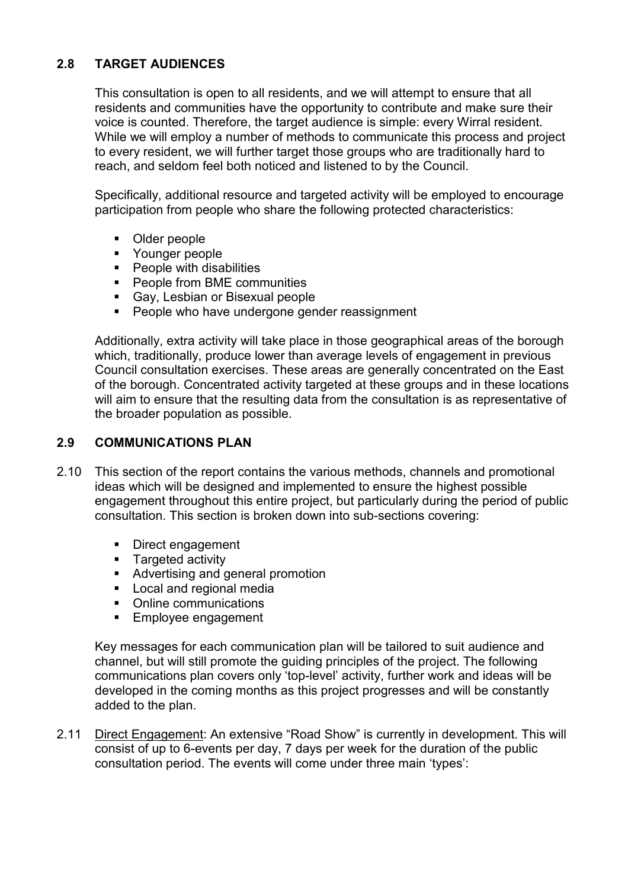## 2.8 TARGET AUDIENCES

This consultation is open to all residents, and we will attempt to ensure that all residents and communities have the opportunity to contribute and make sure their voice is counted. Therefore, the target audience is simple: every Wirral resident. While we will employ a number of methods to communicate this process and project to every resident, we will further target those groups who are traditionally hard to reach, and seldom feel both noticed and listened to by the Council.

Specifically, additional resource and targeted activity will be employed to encourage participation from people who share the following protected characteristics:

- Older people
- Younger people
- People with disabilities
- People from BME communities
- Gay, Lesbian or Bisexual people
- People who have undergone gender reassignment

Additionally, extra activity will take place in those geographical areas of the borough which, traditionally, produce lower than average levels of engagement in previous Council consultation exercises. These areas are generally concentrated on the East of the borough. Concentrated activity targeted at these groups and in these locations will aim to ensure that the resulting data from the consultation is as representative of the broader population as possible.

## 2.9 COMMUNICATIONS PLAN

2.10 This section of the report contains the various methods, channels and promotional ideas which will be designed and implemented to ensure the highest possible engagement throughout this entire project, but particularly during the period of public consultation. This section is broken down into sub-sections covering:

- Direct engagement
- Targeted activity
- Advertising and general promotion
- Local and regional media
- Online communications
- Employee engagement

Key messages for each communication plan will be tailored to suit audience and channel, but will still promote the guiding principles of the project. The following communications plan covers only 'top-level' activity, further work and ideas will be developed in the coming months as this project progresses and will be constantly added to the plan.

2.11 Direct Engagement: An extensive "Road Show" is currently in development. This will consist of up to 6-events per day, 7 days per week for the duration of the public consultation period. The events will come under three main 'types':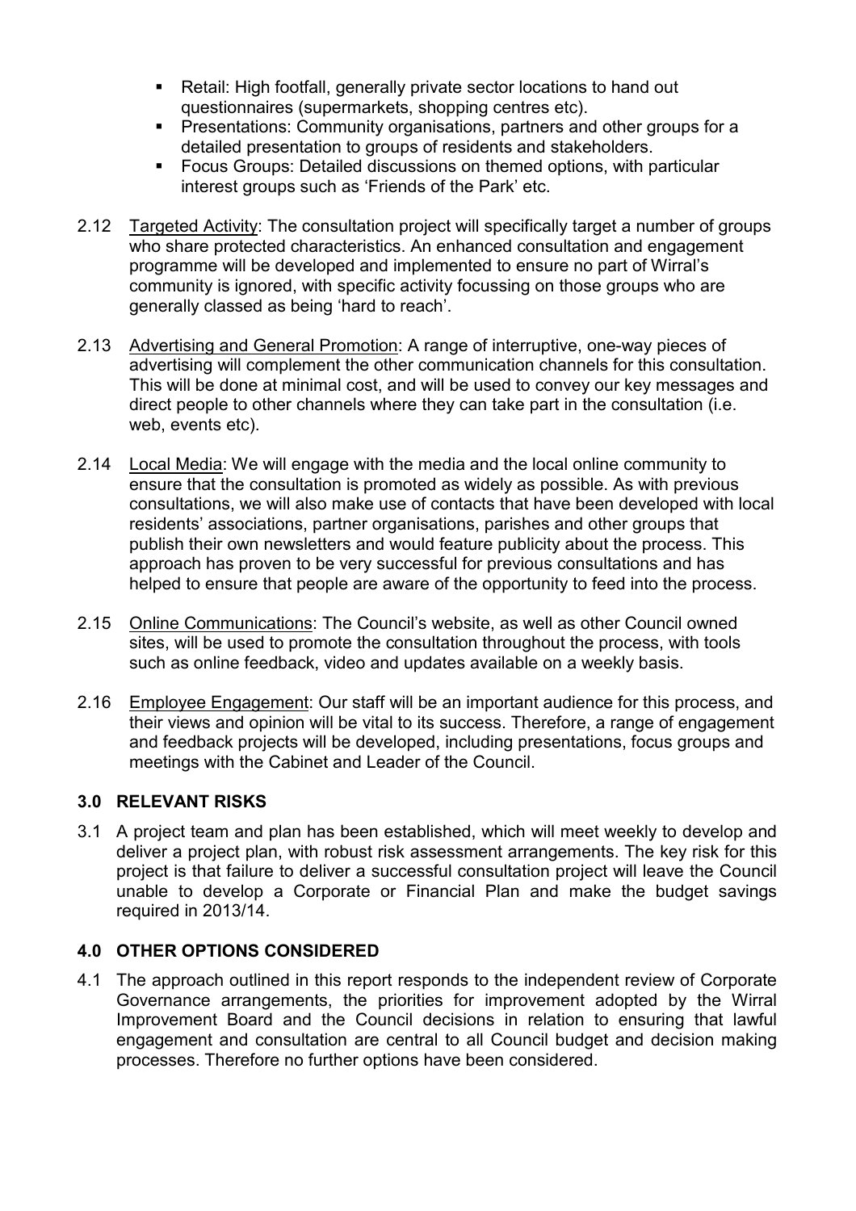- Retail: High footfall, generally private sector locations to hand out questionnaires (supermarkets, shopping centres etc).
- Presentations: Community organisations, partners and other groups for a detailed presentation to groups of residents and stakeholders.
- Focus Groups: Detailed discussions on themed options, with particular interest groups such as 'Friends of the Park' etc.

2.12 Targeted Activity: The consultation project will specifically target a number of groups who share protected characteristics. An enhanced consultation and engagement programme will be developed and implemented to ensure no part of Wirral's community is ignored, with specific activity focussing on those groups who are generally classed as being 'hard to reach'.

2.13 Advertising and General Promotion: A range of interruptive, one-way pieces of advertising will complement the other communication channels for this consultation. This will be done at minimal cost, and will be used to convey our key messages and direct people to other channels where they can take part in the consultation (i.e. web, events etc).

2.14 Local Media: We will engage with the media and the local online community to ensure that the consultation is promoted as widely as possible. As with previous consultations, we will also make use of contacts that have been developed with local residents' associations, partner organisations, parishes and other groups that publish their own newsletters and would feature publicity about the process. This approach has proven to be very successful for previous consultations and has helped to ensure that people are aware of the opportunity to feed into the process.

2.15 Online Communications: The Council's website, as well as other Council owned sites, will be used to promote the consultation throughout the process, with tools such as online feedback, video and updates available on a weekly basis.

2.16 Employee Engagement: Our staff will be an important audience for this process, and their views and opinion will be vital to its success. Therefore, a range of engagement and feedback projects will be developed, including presentations, focus groups and meetings with the Cabinet and Leader of the Council.

## 3.0 RELEVANT RISKS

3.1 A project team and plan has been established, which will meet weekly to develop and deliver a project plan, with robust risk assessment arrangements. The key risk for this project is that failure to deliver a successful consultation project will leave the Council unable to develop a Corporate or Financial Plan and make the budget savings required in 2013/14.

## 4.0 OTHER OPTIONS CONSIDERED

4.1 The approach outlined in this report responds to the independent review of Corporate Governance arrangements, the priorities for improvement adopted by the Wirral Improvement Board and the Council decisions in relation to ensuring that lawful engagement and consultation are central to all Council budget and decision making processes. Therefore no further options have been considered.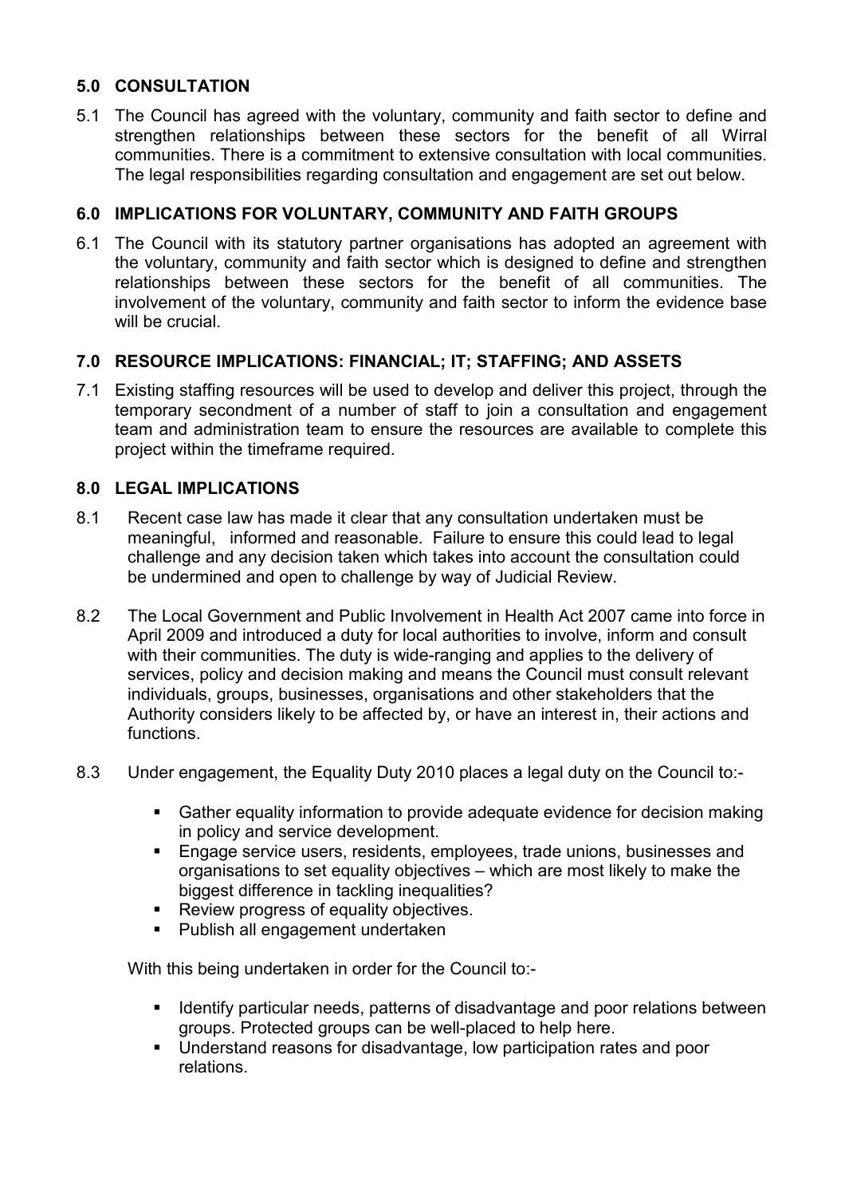## 5.0 CONSULTATION

5.1 The Council has agreed with the voluntary, community and faith sector to define and strengthen relationships between these sectors for the benefit of all Wirral communities. There is a commitment to extensive consultation with local communities. The legal responsibilities regarding consultation and engagement are set out below.

## 6.0 IMPLICATIONS FOR VOLUNTARY, COMMUNITY AND FAITH GROUPS

6.1 The Council with its statutory partner organisations has adopted an agreement with the voluntary, community and faith sector which is designed to define and strengthen relationships between these sectors for the benefit of all communities. The involvement of the voluntary, community and faith sector to inform the evidence base will be crucial.

## 7.0 RESOURCE IMPLICATIONS: FINANCIAL; IT; STAFFING; AND ASSETS

7.1 Existing staffing resources will be used to develop and deliver this project, through the temporary secondment of a number of staff to join a consultation and engagement team and administration team to ensure the resources are available to complete this project within the timeframe required.

## 8.0 LEGAL IMPLICATIONS

8.1 Recent case law has made it clear that any consultation undertaken must be meaningful, informed and reasonable. Failure to ensure this could lead to legal challenge and any decision taken which takes into account the consultation could be undermined and open to challenge by way of Judicial Review.

8.2 The Local Government and Public Involvement in Health Act 2007 came into force in April 2009 and introduced a duty for local authorities to involve, inform and consult with their communities. The duty is wide-ranging and applies to the delivery of services, policy and decision making and means the Council must consult relevant individuals, groups, businesses, organisations and other stakeholders that the Authority considers likely to be affected by, or have an interest in, their actions and functions.

8.3 Under engagement, the Equality Duty 2010 places a legal duty on the Council to:-

- Gather equality information to provide adequate evidence for decision making in policy and service development.
- Engage service users, residents, employees, trade unions, businesses and organisations to set equality objectives – which are most likely to make the biggest difference in tackling inequalities?
- Review progress of equality objectives.
- Publish all engagement undertaken

With this being undertaken in order for the Council to:-

- Identify particular needs, patterns of disadvantage and poor relations between groups. Protected groups can be well-placed to help here.
- Understand reasons for disadvantage, low participation rates and poor relations.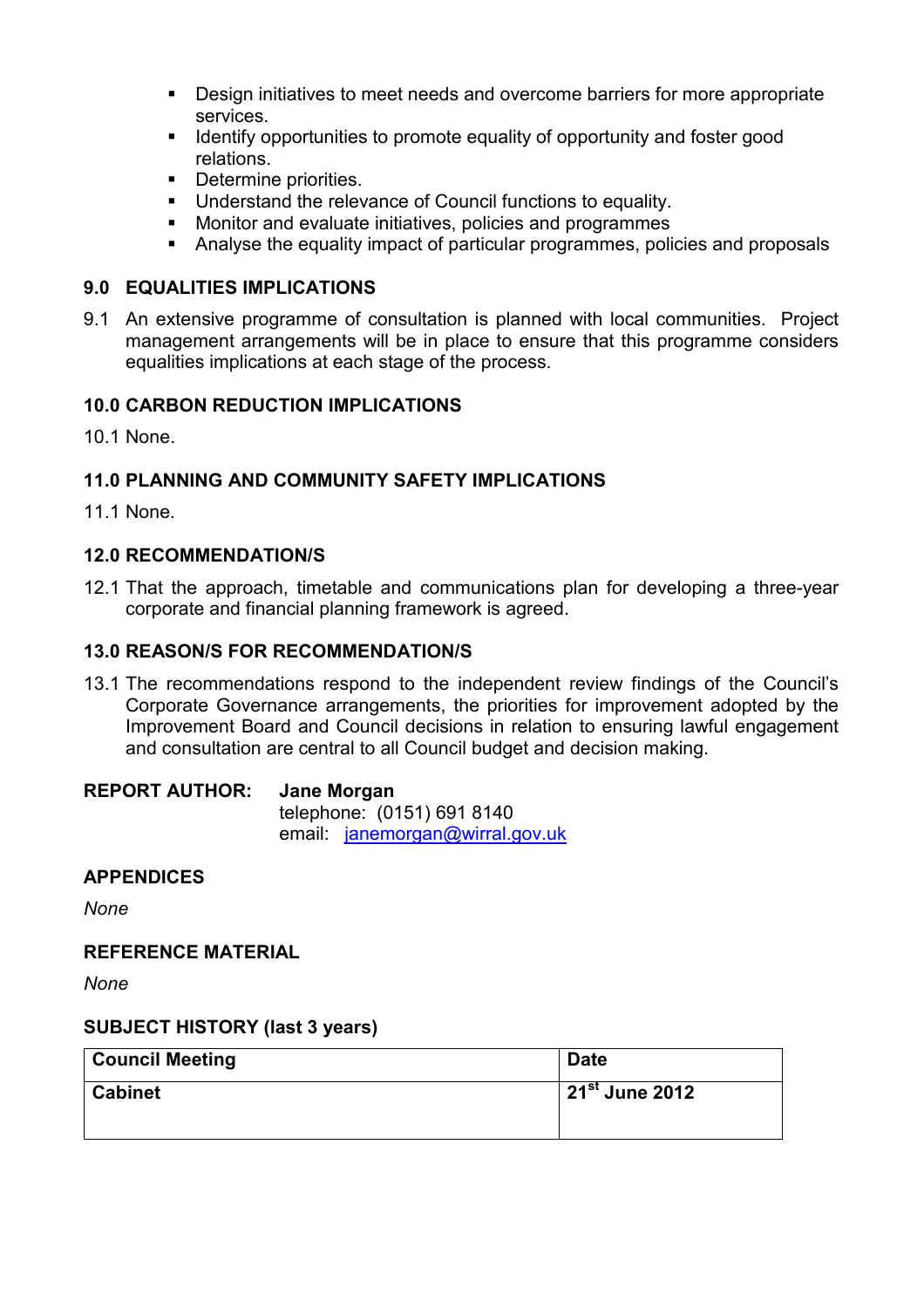- Design initiatives to meet needs and overcome barriers for more appropriate services.
- Identify opportunities to promote equality of opportunity and foster good relations.
- Determine priorities.
- Understand the relevance of Council functions to equality.
- Monitor and evaluate initiatives, policies and programmes
- Analyse the equality impact of particular programmes, policies and proposals

## 9.0 EQUALITIES IMPLICATIONS

9.1 An extensive programme of consultation is planned with local communities. Project management arrangements will be in place to ensure that this programme considers equalities implications at each stage of the process.

## 10.0 CARBON REDUCTION IMPLICATIONS

10.1 None.

## 11.0 PLANNING AND COMMUNITY SAFETY IMPLICATIONS

11.1 None.

## 12.0 RECOMMENDATION/S

12.1 That the approach, timetable and communications plan for developing a three-year corporate and financial planning framework is agreed.

## 13.0 REASON/S FOR RECOMMENDATION/S

13.1 The recommendations respond to the independent review findings of the Council's Corporate Governance arrangements, the priorities for improvement adopted by the Improvement Board and Council decisions in relation to ensuring lawful engagement and consultation are central to all Council budget and decision making.

**REPORT AUTHOR:** **Jane Morgan**
telephone: (0151) 691 8140
email: janemorgan@wirral.gov.uk

## APPENDICES

*None*

## REFERENCE MATERIAL

*None*

## SUBJECT HISTORY (last 3 years)

| Council Meeting | Date |
|---|---|
| **Cabinet** | **21st June 2012** |